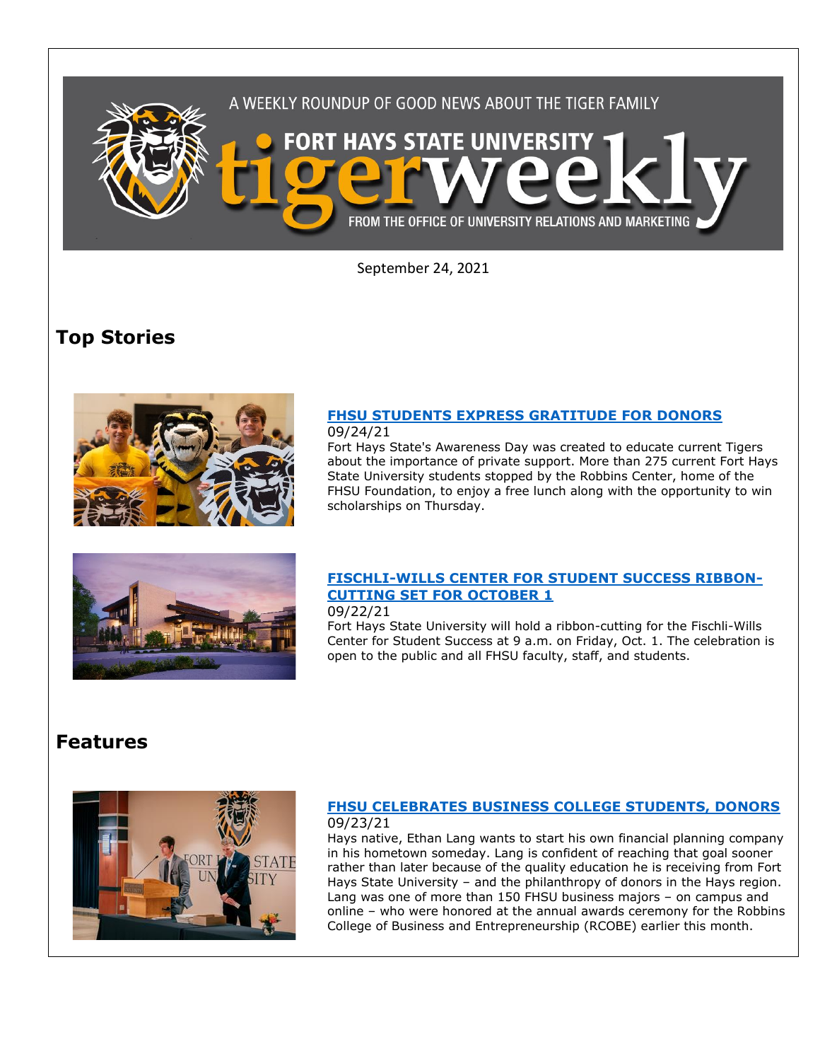A WEEKLY ROUNDUP OF GOOD NEWS ABOUT THE TIGER FAMILY

FORT HAYS STATE UNIVERSITY

# tigerweekly

FROM THE OFFICE OF UNIVERSITY RELATIONS AND MARKETING

September 24, 2021

## Top Stories

### FHSU STUDENTS EXPRESS GRATITUDE FOR DONORS

09/24/21

Fort Hays State's Awareness Day was created to educate current Tigers about the importance of private support. More than 275 current Fort Hays State University students stopped by the Robbins Center, home of the FHSU Foundation, to enjoy a free lunch along with the opportunity to win scholarships on Thursday.

### FISCHLI-WILLS CENTER FOR STUDENT SUCCESS RIBBON-CUTTING SET FOR OCTOBER 1

09/22/21

Fort Hays State University will hold a ribbon-cutting for the Fischli-Wills Center for Student Success at 9 a.m. on Friday, Oct. 1. The celebration is open to the public and all FHSU faculty, staff, and students.

## Features

### FHSU CELEBRATES BUSINESS COLLEGE STUDENTS, DONORS

09/23/21

Hays native, Ethan Lang wants to start his own financial planning company in his hometown someday. Lang is confident of reaching that goal sooner rather than later because of the quality education he is receiving from Fort Hays State University – and the philanthropy of donors in the Hays region. Lang was one of more than 150 FHSU business majors – on campus and online – who were honored at the annual awards ceremony for the Robbins College of Business and Entrepreneurship (RCOBE) earlier this month.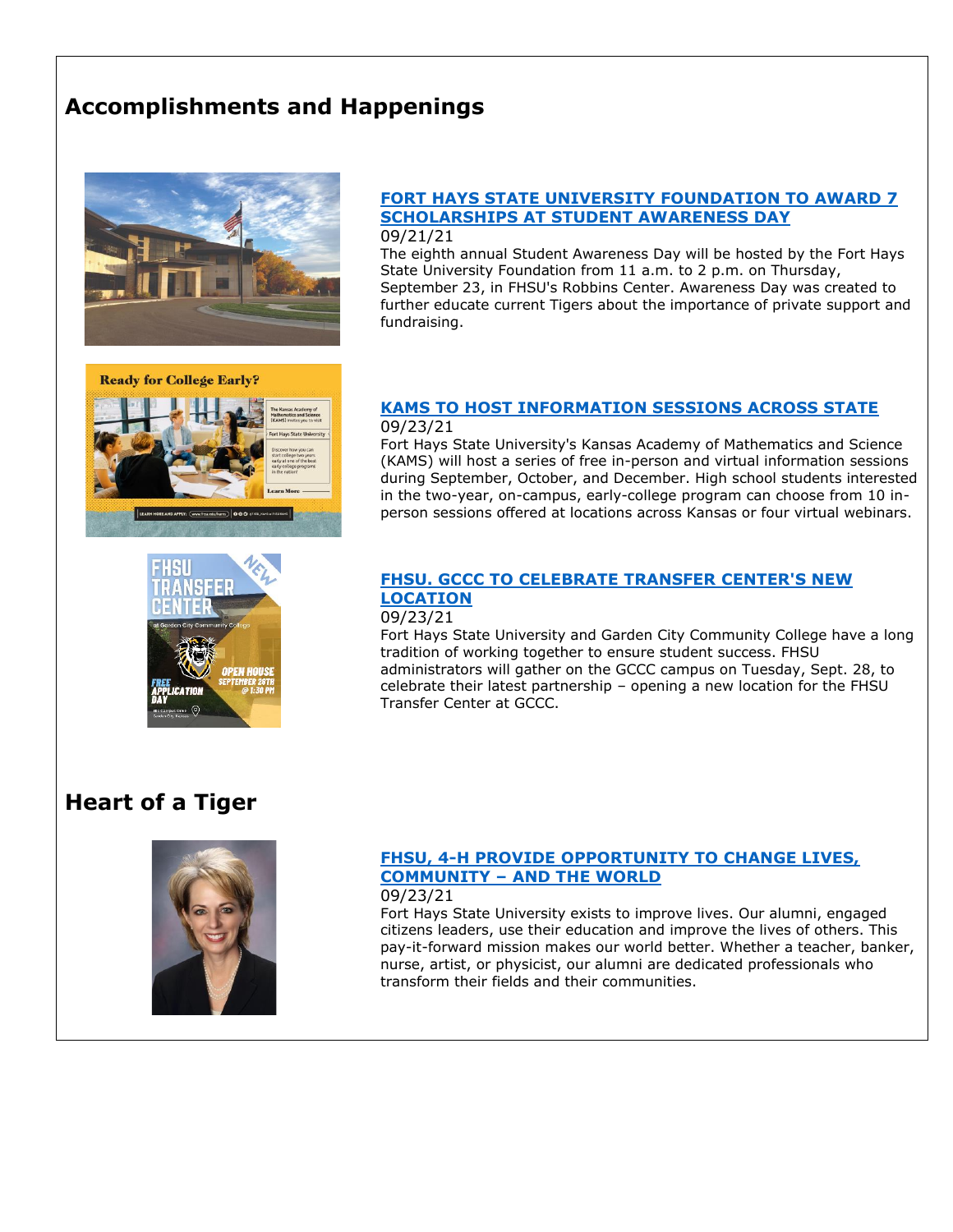## Accomplishments and Happenings

### FORT HAYS STATE UNIVERSITY FOUNDATION TO AWARD 7 SCHOLARSHIPS AT STUDENT AWARENESS DAY

09/21/21

The eighth annual Student Awareness Day will be hosted by the Fort Hays State University Foundation from 11 a.m. to 2 p.m. on Thursday, September 23, in FHSU's Robbins Center. Awareness Day was created to further educate current Tigers about the importance of private support and fundraising.

### KAMS TO HOST INFORMATION SESSIONS ACROSS STATE

09/23/21

Fort Hays State University's Kansas Academy of Mathematics and Science (KAMS) will host a series of free in-person and virtual information sessions during September, October, and December. High school students interested in the two-year, on-campus, early-college program can choose from 10 in-person sessions offered at locations across Kansas or four virtual webinars.

### FHSU. GCCC TO CELEBRATE TRANSFER CENTER'S NEW LOCATION

09/23/21

Fort Hays State University and Garden City Community College have a long tradition of working together to ensure student success. FHSU administrators will gather on the GCCC campus on Tuesday, Sept. 28, to celebrate their latest partnership – opening a new location for the FHSU Transfer Center at GCCC.

## Heart of a Tiger

### FHSU, 4-H PROVIDE OPPORTUNITY TO CHANGE LIVES, COMMUNITY – AND THE WORLD

09/23/21

Fort Hays State University exists to improve lives. Our alumni, engaged citizens leaders, use their education and improve the lives of others. This pay-it-forward mission makes our world better. Whether a teacher, banker, nurse, artist, or physicist, our alumni are dedicated professionals who transform their fields and their communities.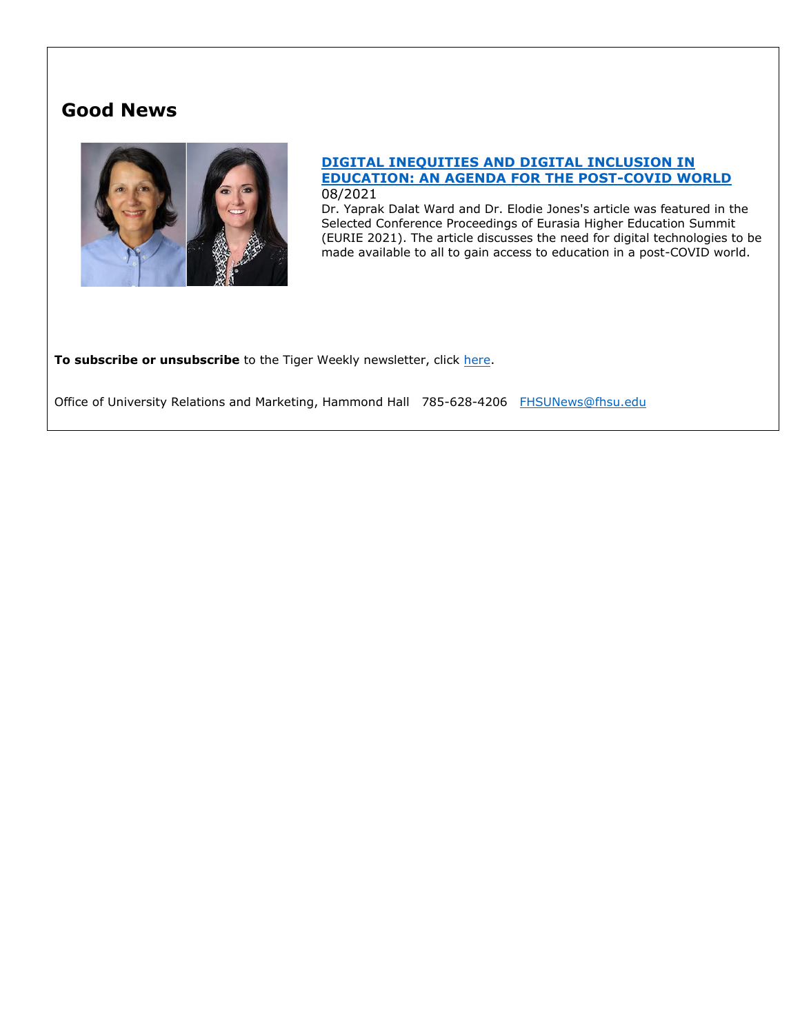## Good News

**[DIGITAL INEQUITIES AND DIGITAL INCLUSION IN EDUCATION: AN AGENDA FOR THE POST-COVID WORLD](#)**

08/2021

Dr. Yaprak Dalat Ward and Dr. Elodie Jones's article was featured in the Selected Conference Proceedings of Eurasia Higher Education Summit (EURIE 2021). The article discusses the need for digital technologies to be made available to all to gain access to education in a post-COVID world.

**To subscribe or unsubscribe** to the Tiger Weekly newsletter, click here.

Office of University Relations and Marketing, Hammond Hall 785-628-4206 FHSUNews@fhsu.edu